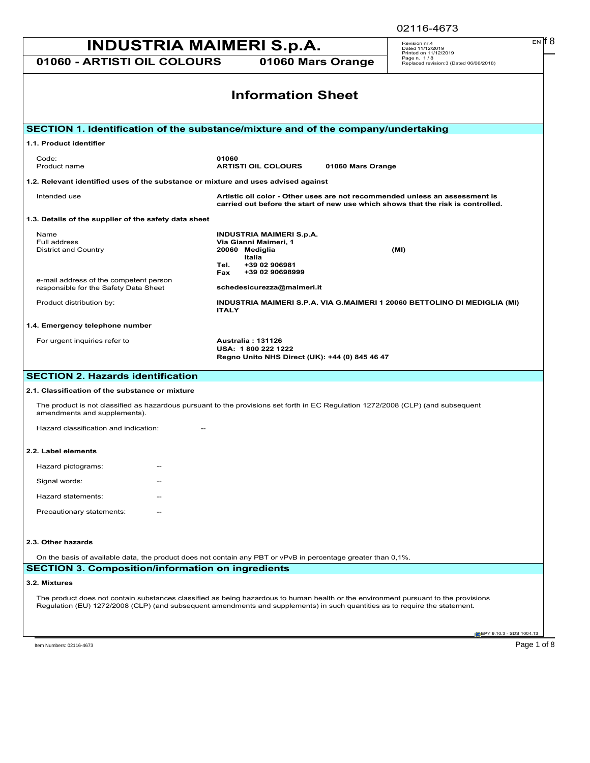# INDUSTRIA MAIMERI S.p.A.

**01060 - ARTISTI OIL COLOURS** **01060 Mars Orange**

Revision nr.4
Dated 11/12/2019
Printed on 11/12/2019
Page n. 1 / 8
Replaced revision:3 (Dated 06/06/2018)

## Information Sheet

## SECTION 1. Identification of the substance/mixture and of the company/undertaking

### 1.1. Product identifier

| | |
|---|---|
| Code: | **01060** |
| Product name | **ARTISTI OIL COLOURS 01060 Mars Orange** |

### 1.2. Relevant identified uses of the substance or mixture and uses advised against

| | |
|---|---|
| Intended use | **Artistic oil color - Other uses are not recommended unless an assessment is carried out before the start of new use which shows that the risk is controlled.** |

### 1.3. Details of the supplier of the safety data sheet

| | |
|---|---|
| Name | **INDUSTRIA MAIMERI S.p.A.** |
| Full address | **Via Gianni Maimeri, 1** |
| District and Country | **20060 Mediglia (MI)** **Italia** |
| | **Tel. +39 02 906981** |
| | **Fax +39 02 90698999** |
| e-mail address of the competent person responsible for the Safety Data Sheet | **schedesicurezza@maimeri.it** |
| Product distribution by: | **INDUSTRIA MAIMERI S.P.A. VIA G.MAIMERI 1 20060 BETTOLINO DI MEDIGLIA (MI) ITALY** |

### 1.4. Emergency telephone number

| | |
|---|---|
| For urgent inquiries refer to | **Australia : 131126** **USA: 1 800 222 1222** **Regno Unito NHS Direct (UK): +44 (0) 845 46 47** |

## SECTION 2. Hazards identification

### 2.1. Classification of the substance or mixture

The product is not classified as hazardous pursuant to the provisions set forth in EC Regulation 1272/2008 (CLP) (and subsequent amendments and supplements).

Hazard classification and indication: --

### 2.2. Label elements

Hazard pictograms: --

Signal words: --

Hazard statements: --

Precautionary statements: --

### 2.3. Other hazards

On the basis of available data, the product does not contain any PBT or vPvB in percentage greater than 0,1%.

## SECTION 3. Composition/information on ingredients

### 3.2. Mixtures

The product does not contain substances classified as being hazardous to human health or the environment pursuant to the provisions Regulation (EU) 1272/2008 (CLP) (and subsequent amendments and supplements) in such quantities as to require the statement.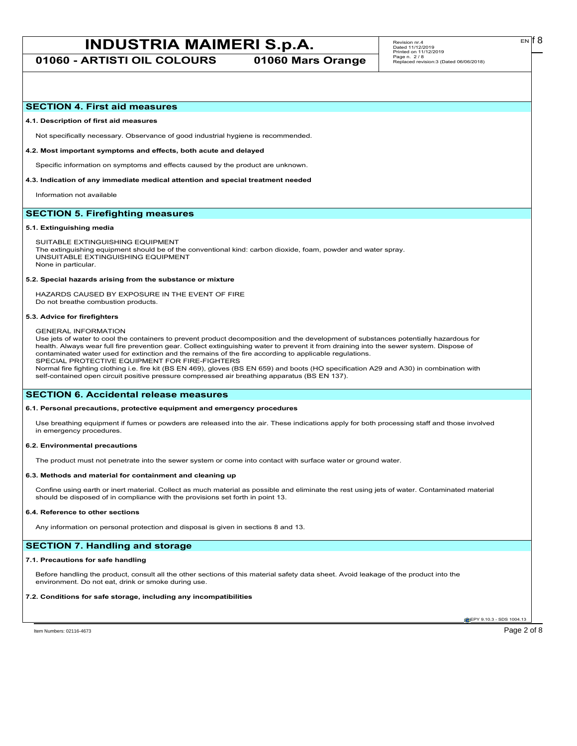## SECTION 4. First aid measures

**4.1. Description of first aid measures**

Not specifically necessary. Observance of good industrial hygiene is recommended.

**4.2. Most important symptoms and effects, both acute and delayed**

Specific information on symptoms and effects caused by the product are unknown.

**4.3. Indication of any immediate medical attention and special treatment needed**

Information not available

## SECTION 5. Firefighting measures

**5.1. Extinguishing media**

SUITABLE EXTINGUISHING EQUIPMENT
The extinguishing equipment should be of the conventional kind: carbon dioxide, foam, powder and water spray.
UNSUITABLE EXTINGUISHING EQUIPMENT
None in particular.

**5.2. Special hazards arising from the substance or mixture**

HAZARDS CAUSED BY EXPOSURE IN THE EVENT OF FIRE
Do not breathe combustion products.

**5.3. Advice for firefighters**

GENERAL INFORMATION
Use jets of water to cool the containers to prevent product decomposition and the development of substances potentially hazardous for health. Always wear full fire prevention gear. Collect extinguishing water to prevent it from draining into the sewer system. Dispose of contaminated water used for extinction and the remains of the fire according to applicable regulations.
SPECIAL PROTECTIVE EQUIPMENT FOR FIRE-FIGHTERS
Normal fire fighting clothing i.e. fire kit (BS EN 469), gloves (BS EN 659) and boots (HO specification A29 and A30) in combination with self-contained open circuit positive pressure compressed air breathing apparatus (BS EN 137).

## SECTION 6. Accidental release measures

**6.1. Personal precautions, protective equipment and emergency procedures**

Use breathing equipment if fumes or powders are released into the air. These indications apply for both processing staff and those involved in emergency procedures.

**6.2. Environmental precautions**

The product must not penetrate into the sewer system or come into contact with surface water or ground water.

**6.3. Methods and material for containment and cleaning up**

Confine using earth or inert material. Collect as much material as possible and eliminate the rest using jets of water. Contaminated material should be disposed of in compliance with the provisions set forth in point 13.

**6.4. Reference to other sections**

Any information on personal protection and disposal is given in sections 8 and 13.

## SECTION 7. Handling and storage

**7.1. Precautions for safe handling**

Before handling the product, consult all the other sections of this material safety data sheet. Avoid leakage of the product into the environment. Do not eat, drink or smoke during use.

**7.2. Conditions for safe storage, including any incompatibilities**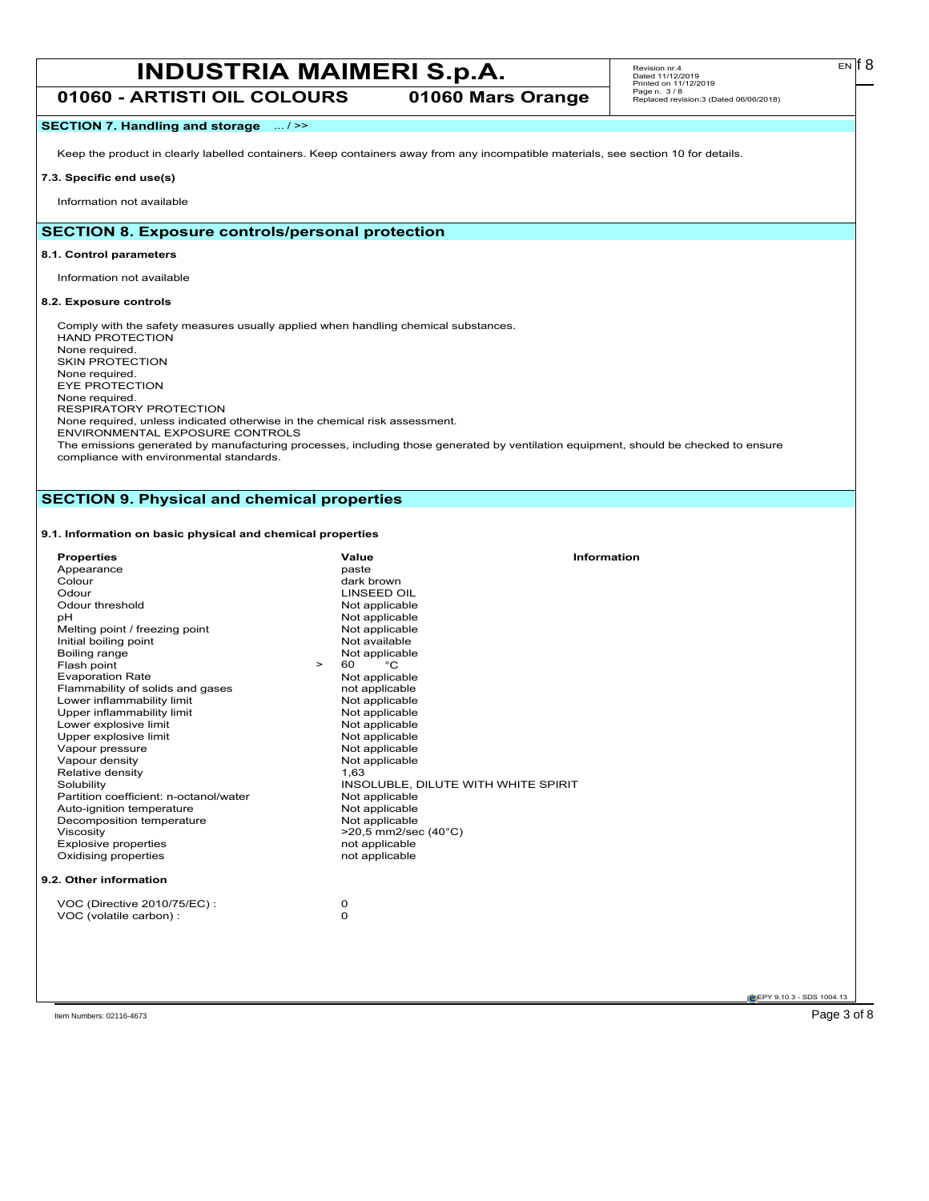## SECTION 7. Handling and storage ... / >>

Keep the product in clearly labelled containers. Keep containers away from any incompatible materials, see section 10 for details.

### 7.3. Specific end use(s)

Information not available

## SECTION 8. Exposure controls/personal protection

### 8.1. Control parameters

Information not available

### 8.2. Exposure controls

Comply with the safety measures usually applied when handling chemical substances.
HAND PROTECTION
None required.
SKIN PROTECTION
None required.
EYE PROTECTION
None required.
RESPIRATORY PROTECTION
None required, unless indicated otherwise in the chemical risk assessment.
ENVIRONMENTAL EXPOSURE CONTROLS
The emissions generated by manufacturing processes, including those generated by ventilation equipment, should be checked to ensure compliance with environmental standards.

## SECTION 9. Physical and chemical properties

### 9.1. Information on basic physical and chemical properties

| Properties | Value | Information |
|---|---|---|
| Appearance | paste | |
| Colour | dark brown | |
| Odour | LINSEED OIL | |
| Odour threshold | Not applicable | |
| pH | Not applicable | |
| Melting point / freezing point | Not applicable | |
| Initial boiling point | Not available | |
| Boiling range | Not applicable | |
| Flash point | > 60 °C | |
| Evaporation Rate | Not applicable | |
| Flammability of solids and gases | not applicable | |
| Lower inflammability limit | Not applicable | |
| Upper inflammability limit | Not applicable | |
| Lower explosive limit | Not applicable | |
| Upper explosive limit | Not applicable | |
| Vapour pressure | Not applicable | |
| Vapour density | Not applicable | |
| Relative density | 1,63 | |
| Solubility | INSOLUBLE, DILUTE WITH WHITE SPIRIT | |
| Partition coefficient: n-octanol/water | Not applicable | |
| Auto-ignition temperature | Not applicable | |
| Decomposition temperature | Not applicable | |
| Viscosity | >20,5 mm2/sec (40°C) | |
| Explosive properties | not applicable | |
| Oxidising properties | not applicable | |

### 9.2. Other information

| | |
|---|---|
| VOC (Directive 2010/75/EC) : | 0 |
| VOC (volatile carbon) : | 0 |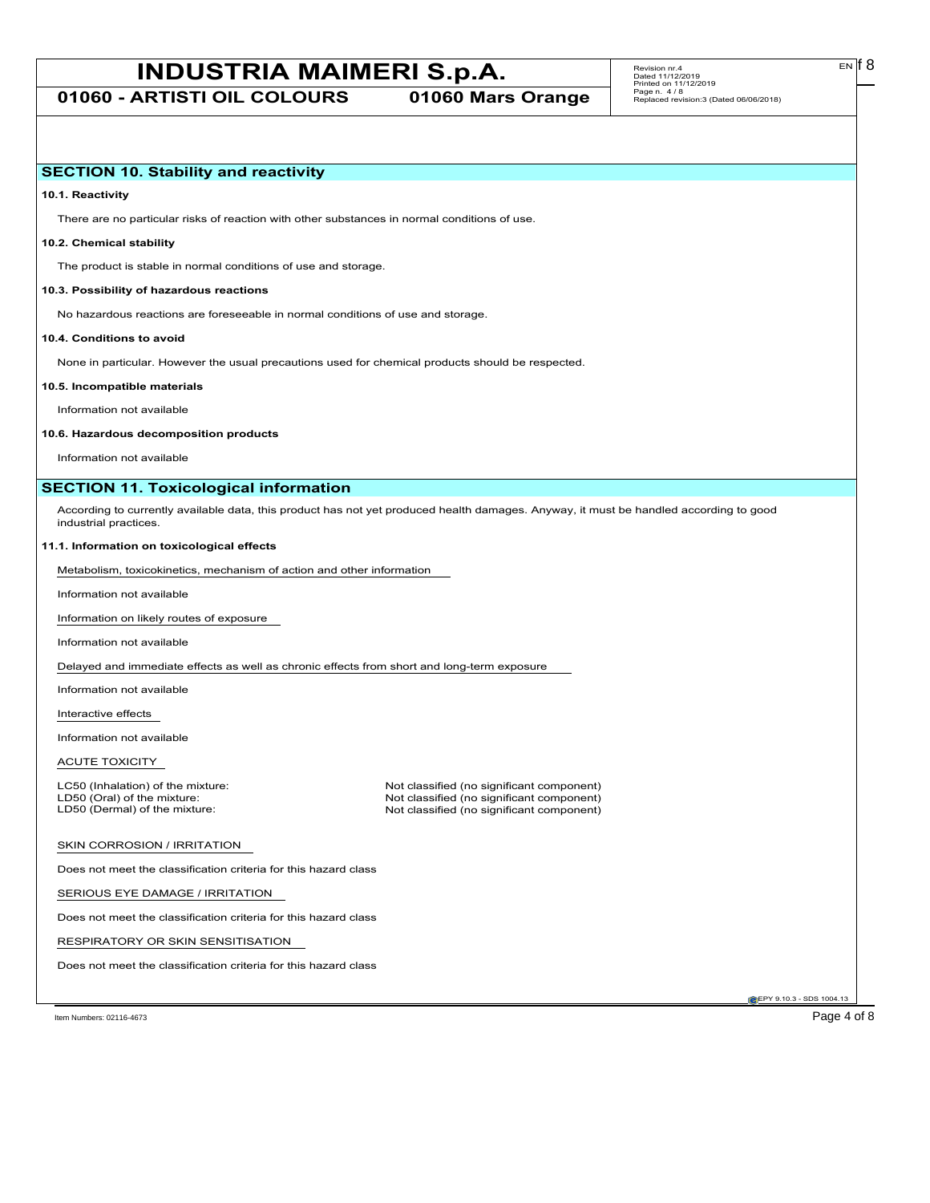## SECTION 10. Stability and reactivity

**10.1. Reactivity**

There are no particular risks of reaction with other substances in normal conditions of use.

**10.2. Chemical stability**

The product is stable in normal conditions of use and storage.

**10.3. Possibility of hazardous reactions**

No hazardous reactions are foreseeable in normal conditions of use and storage.

**10.4. Conditions to avoid**

None in particular. However the usual precautions used for chemical products should be respected.

**10.5. Incompatible materials**

Information not available

**10.6. Hazardous decomposition products**

Information not available

## SECTION 11. Toxicological information

According to currently available data, this product has not yet produced health damages. Anyway, it must be handled according to good industrial practices.

**11.1. Information on toxicological effects**

Metabolism, toxicokinetics, mechanism of action and other information

Information not available

Information on likely routes of exposure

Information not available

Delayed and immediate effects as well as chronic effects from short and long-term exposure

Information not available

Interactive effects

Information not available

ACUTE TOXICITY

| | |
|---|---|
| LC50 (Inhalation) of the mixture: | Not classified (no significant component) |
| LD50 (Oral) of the mixture: | Not classified (no significant component) |
| LD50 (Dermal) of the mixture: | Not classified (no significant component) |

SKIN CORROSION / IRRITATION

Does not meet the classification criteria for this hazard class

SERIOUS EYE DAMAGE / IRRITATION

Does not meet the classification criteria for this hazard class

RESPIRATORY OR SKIN SENSITISATION

Does not meet the classification criteria for this hazard class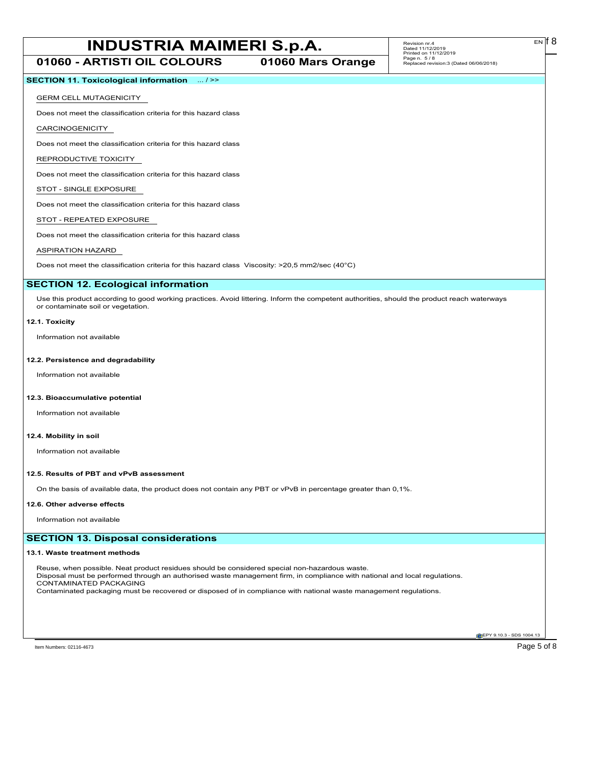## SECTION 11. Toxicological information ... / >>

GERM CELL MUTAGENICITY

Does not meet the classification criteria for this hazard class

CARCINOGENICITY

Does not meet the classification criteria for this hazard class

REPRODUCTIVE TOXICITY

Does not meet the classification criteria for this hazard class

STOT - SINGLE EXPOSURE

Does not meet the classification criteria for this hazard class

STOT - REPEATED EXPOSURE

Does not meet the classification criteria for this hazard class

ASPIRATION HAZARD

Does not meet the classification criteria for this hazard class Viscosity: >20,5 mm2/sec (40°C)

## SECTION 12. Ecological information

Use this product according to good working practices. Avoid littering. Inform the competent authorities, should the product reach waterways or contaminate soil or vegetation.

### 12.1. Toxicity

Information not available

### 12.2. Persistence and degradability

Information not available

### 12.3. Bioaccumulative potential

Information not available

### 12.4. Mobility in soil

Information not available

### 12.5. Results of PBT and vPvB assessment

On the basis of available data, the product does not contain any PBT or vPvB in percentage greater than 0,1%.

### 12.6. Other adverse effects

Information not available

## SECTION 13. Disposal considerations

### 13.1. Waste treatment methods

Reuse, when possible. Neat product residues should be considered special non-hazardous waste.
Disposal must be performed through an authorised waste management firm, in compliance with national and local regulations.
CONTAMINATED PACKAGING
Contaminated packaging must be recovered or disposed of in compliance with national waste management regulations.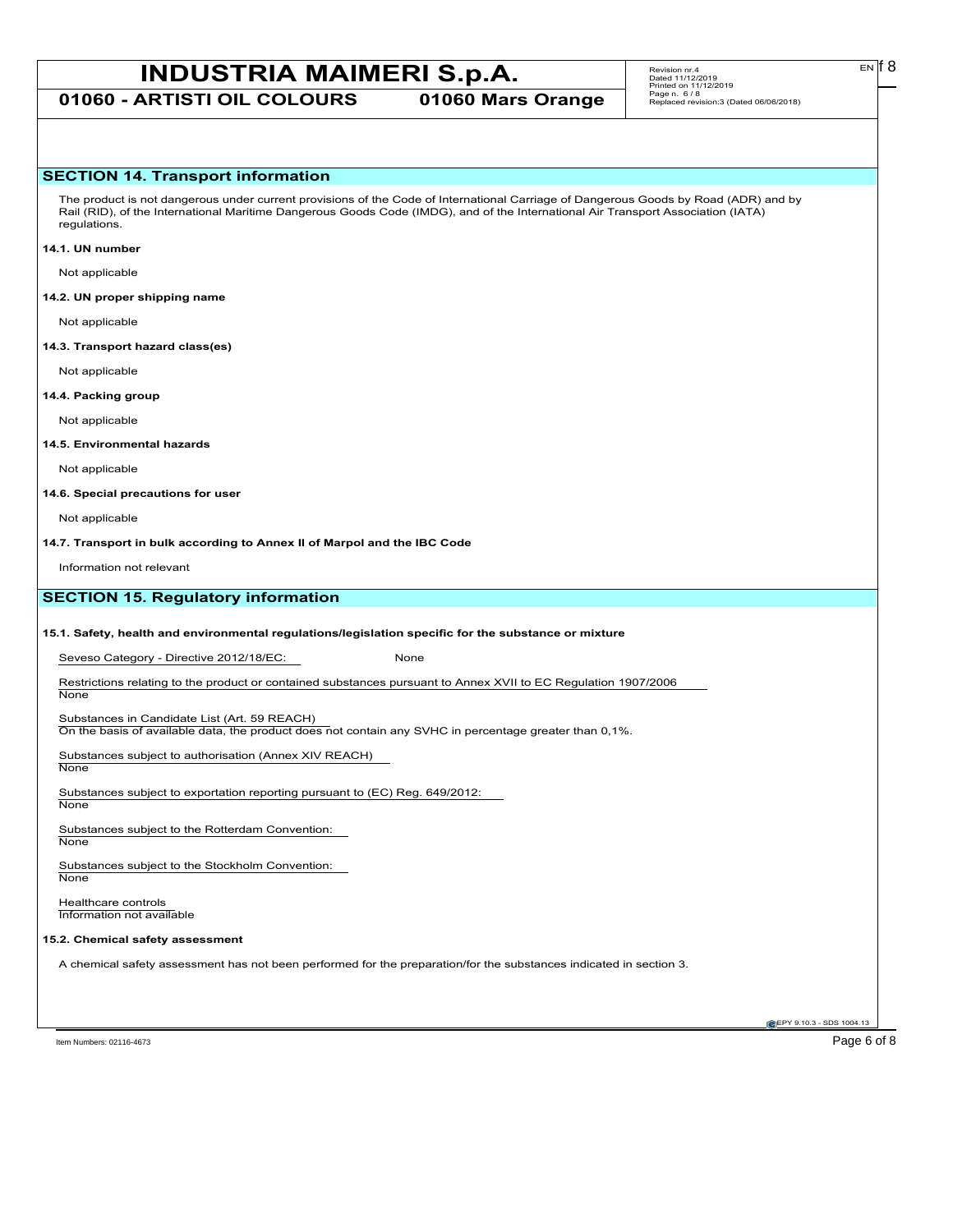## SECTION 14. Transport information

The product is not dangerous under current provisions of the Code of International Carriage of Dangerous Goods by Road (ADR) and by Rail (RID), of the International Maritime Dangerous Goods Code (IMDG), and of the International Air Transport Association (IATA) regulations.

**14.1. UN number**

Not applicable

**14.2. UN proper shipping name**

Not applicable

**14.3. Transport hazard class(es)**

Not applicable

**14.4. Packing group**

Not applicable

**14.5. Environmental hazards**

Not applicable

**14.6. Special precautions for user**

Not applicable

**14.7. Transport in bulk according to Annex II of Marpol and the IBC Code**

Information not relevant

## SECTION 15. Regulatory information

**15.1. Safety, health and environmental regulations/legislation specific for the substance or mixture**

Seveso Category - Directive 2012/18/EC: None

Restrictions relating to the product or contained substances pursuant to Annex XVII to EC Regulation 1907/2006
None

Substances in Candidate List (Art. 59 REACH)
On the basis of available data, the product does not contain any SVHC in percentage greater than 0,1%.

Substances subject to authorisation (Annex XIV REACH)
None

Substances subject to exportation reporting pursuant to (EC) Reg. 649/2012:
None

Substances subject to the Rotterdam Convention:
None

Substances subject to the Stockholm Convention:
None

Healthcare controls
Information not available

**15.2. Chemical safety assessment**

A chemical safety assessment has not been performed for the preparation/for the substances indicated in section 3.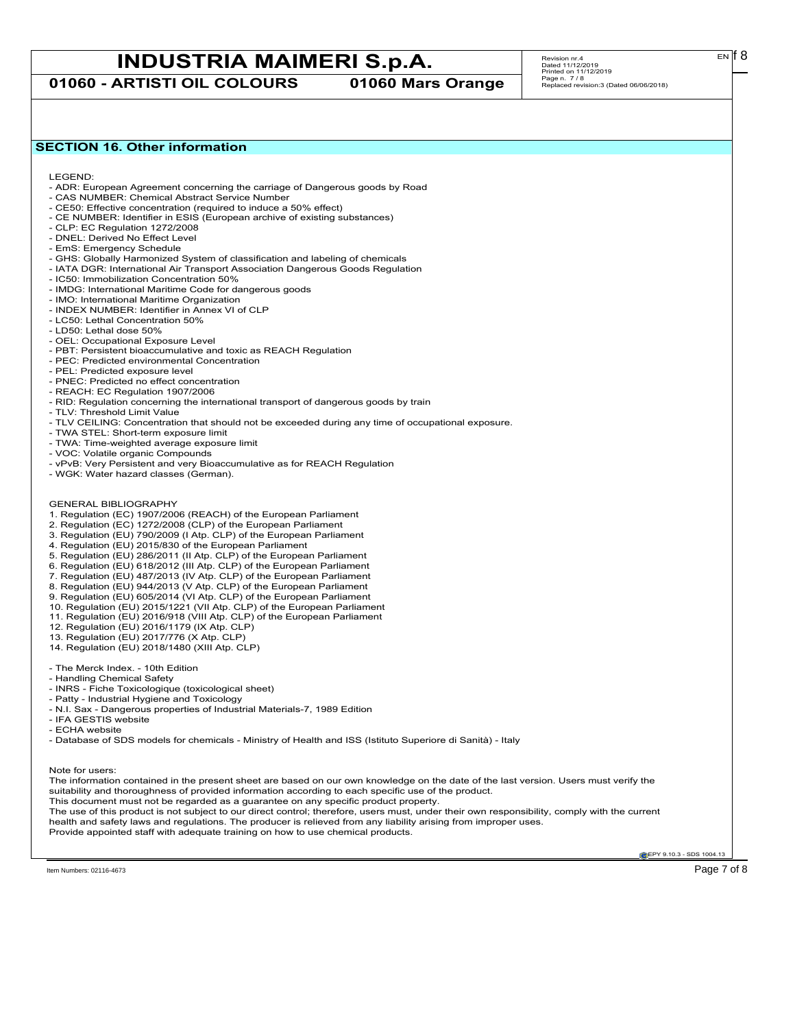## SECTION 16. Other information

LEGEND:

- ADR: European Agreement concerning the carriage of Dangerous goods by Road
- CAS NUMBER: Chemical Abstract Service Number
- CE50: Effective concentration (required to induce a 50% effect)
- CE NUMBER: Identifier in ESIS (European archive of existing substances)
- CLP: EC Regulation 1272/2008
- DNEL: Derived No Effect Level
- EmS: Emergency Schedule
- GHS: Globally Harmonized System of classification and labeling of chemicals
- IATA DGR: International Air Transport Association Dangerous Goods Regulation
- IC50: Immobilization Concentration 50%
- IMDG: International Maritime Code for dangerous goods
- IMO: International Maritime Organization
- INDEX NUMBER: Identifier in Annex VI of CLP
- LC50: Lethal Concentration 50%
- LD50: Lethal dose 50%
- OEL: Occupational Exposure Level
- PBT: Persistent bioaccumulative and toxic as REACH Regulation
- PEC: Predicted environmental Concentration
- PEL: Predicted exposure level
- PNEC: Predicted no effect concentration
- REACH: EC Regulation 1907/2006
- RID: Regulation concerning the international transport of dangerous goods by train
- TLV: Threshold Limit Value
- TLV CEILING: Concentration that should not be exceeded during any time of occupational exposure.
- TWA STEL: Short-term exposure limit
- TWA: Time-weighted average exposure limit
- VOC: Volatile organic Compounds
- vPvB: Very Persistent and very Bioaccumulative as for REACH Regulation
- WGK: Water hazard classes (German).

GENERAL BIBLIOGRAPHY

1. Regulation (EC) 1907/2006 (REACH) of the European Parliament
2. Regulation (EC) 1272/2008 (CLP) of the European Parliament
3. Regulation (EU) 790/2009 (I Atp. CLP) of the European Parliament
4. Regulation (EU) 2015/830 of the European Parliament
5. Regulation (EU) 286/2011 (II Atp. CLP) of the European Parliament
6. Regulation (EU) 618/2012 (III Atp. CLP) of the European Parliament
7. Regulation (EU) 487/2013 (IV Atp. CLP) of the European Parliament
8. Regulation (EU) 944/2013 (V Atp. CLP) of the European Parliament
9. Regulation (EU) 605/2014 (VI Atp. CLP) of the European Parliament
10. Regulation (EU) 2015/1221 (VII Atp. CLP) of the European Parliament
11. Regulation (EU) 2016/918 (VIII Atp. CLP) of the European Parliament
12. Regulation (EU) 2016/1179 (IX Atp. CLP)
13. Regulation (EU) 2017/776 (X Atp. CLP)
14. Regulation (EU) 2018/1480 (XIII Atp. CLP)

- The Merck Index. - 10th Edition
- Handling Chemical Safety
- INRS - Fiche Toxicologique (toxicological sheet)
- Patty - Industrial Hygiene and Toxicology
- N.I. Sax - Dangerous properties of Industrial Materials-7, 1989 Edition
- IFA GESTIS website
- ECHA website
- Database of SDS models for chemicals - Ministry of Health and ISS (Istituto Superiore di Sanità) - Italy

Note for users:

The information contained in the present sheet are based on our own knowledge on the date of the last version. Users must verify the suitability and thoroughness of provided information according to each specific use of the product.
This document must not be regarded as a guarantee on any specific product property.
The use of this product is not subject to our direct control; therefore, users must, under their own responsibility, comply with the current health and safety laws and regulations. The producer is relieved from any liability arising from improper uses.
Provide appointed staff with adequate training on how to use chemical products.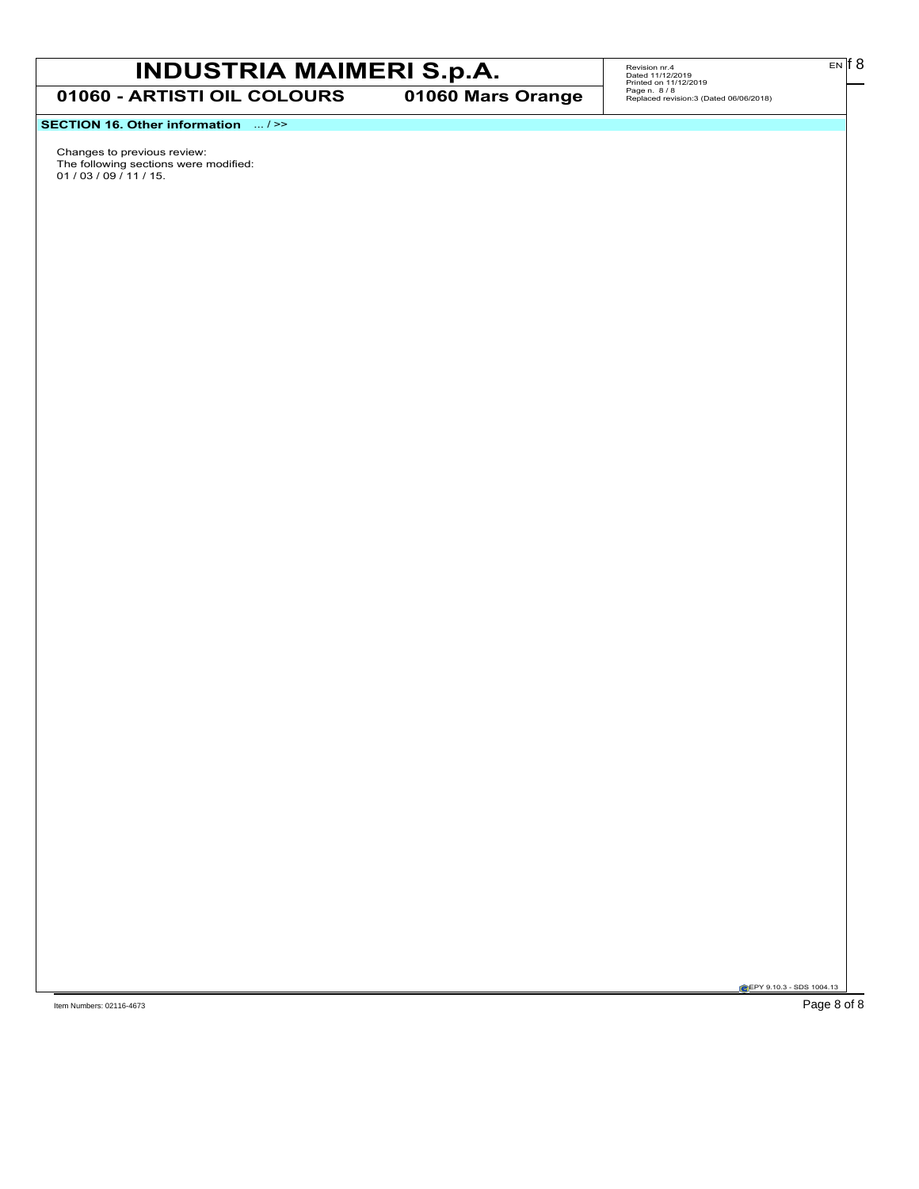## SECTION 16. Other information ... / >>

Changes to previous review:
The following sections were modified:
01 / 03 / 09 / 11 / 15.